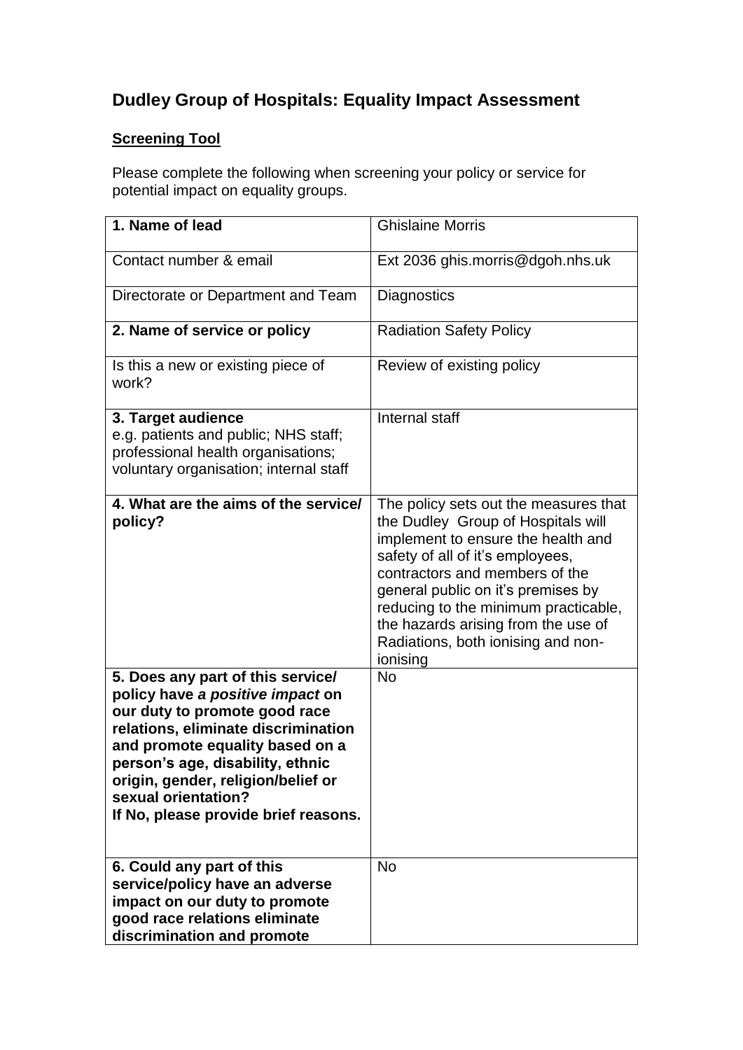# Dudley Group of Hospitals: Equality Impact Assessment

**Screening Tool**

Please complete the following when screening your policy or service for potential impact on equality groups.

| **1. Name of lead** | Ghislaine Morris |
|---|---|
| Contact number & email | Ext 2036 ghis.morris@dgoh.nhs.uk |
| Directorate or Department and Team | Diagnostics |
| **2. Name of service or policy** | Radiation Safety Policy |
| Is this a new or existing piece of work? | Review of existing policy |
| **3. Target audience** e.g. patients and public; NHS staff; professional health organisations; voluntary organisation; internal staff | Internal staff |
| **4. What are the aims of the service/ policy?** | The policy sets out the measures that the Dudley Group of Hospitals will implement to ensure the health and safety of all of it's employees, contractors and members of the general public on it's premises by reducing to the minimum practicable, the hazards arising from the use of Radiations, both ionising and non-ionising |
| **5. Does any part of this service/ policy have *a positive impact* on our duty to promote good race relations, eliminate discrimination and promote equality based on a person's age, disability, ethnic origin, gender, religion/belief or sexual orientation? If No, please provide brief reasons.** | No |
| **6. Could any part of this service/policy have an adverse impact on our duty to promote good race relations eliminate discrimination and promote** | No |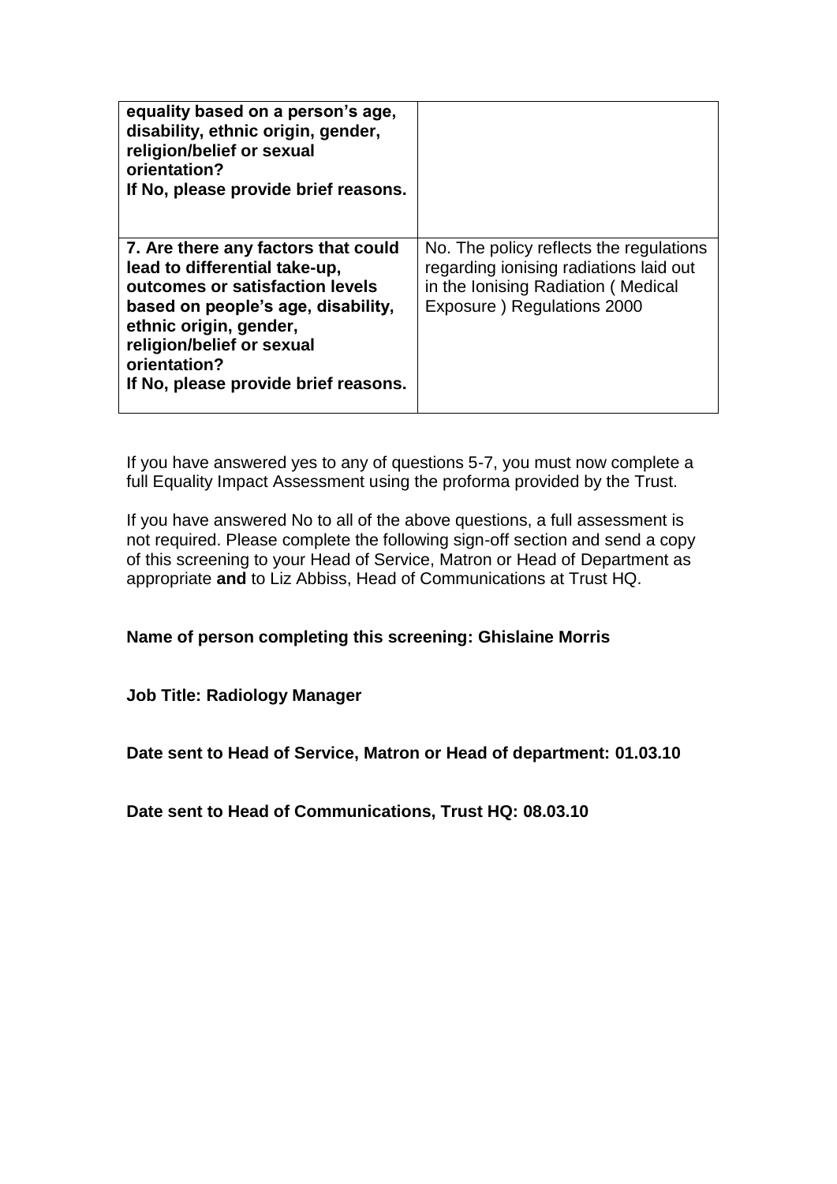| | |
|---|---|
| **equality based on a person's age, disability, ethnic origin, gender, religion/belief or sexual orientation? If No, please provide brief reasons.** | |
| **7. Are there any factors that could lead to differential take-up, outcomes or satisfaction levels based on people's age, disability, ethnic origin, gender, religion/belief or sexual orientation? If No, please provide brief reasons.** | No. The policy reflects the regulations regarding ionising radiations laid out in the Ionising Radiation ( Medical Exposure ) Regulations 2000 |

If you have answered yes to any of questions 5-7, you must now complete a full Equality Impact Assessment using the proforma provided by the Trust.

If you have answered No to all of the above questions, a full assessment is not required. Please complete the following sign-off section and send a copy of this screening to your Head of Service, Matron or Head of Department as appropriate **and** to Liz Abbiss, Head of Communications at Trust HQ.

**Name of person completing this screening: Ghislaine Morris**

**Job Title: Radiology Manager**

**Date sent to Head of Service, Matron or Head of department: 01.03.10**

**Date sent to Head of Communications, Trust HQ: 08.03.10**